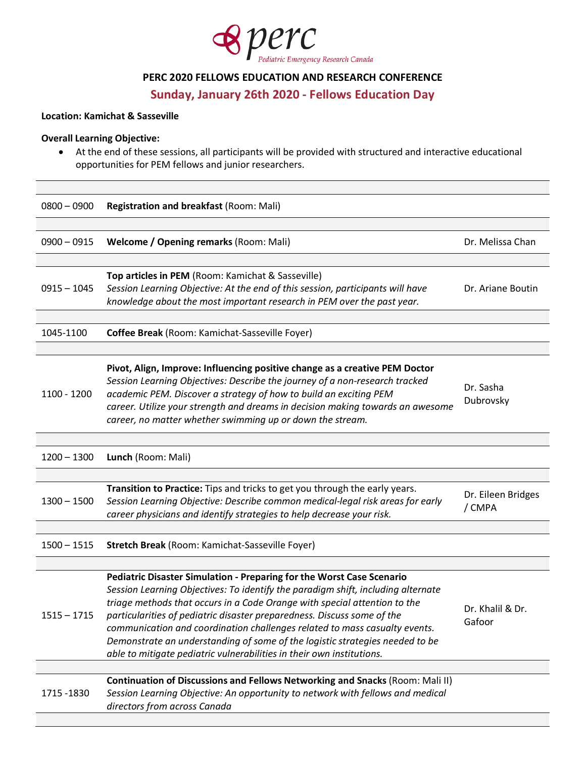perc
Pediatric Emergency Research Canada

# PERC 2020 FELLOWS EDUCATION AND RESEARCH CONFERENCE

## Sunday, January 26th 2020 - Fellows Education Day

**Location: Kamichat & Sasseville**

**Overall Learning Objective:**

- At the end of these sessions, all participants will be provided with structured and interactive educational opportunities for PEM fellows and junior researchers.

| | | |
|---|---|---|
| 0800 – 0900 | **Registration and breakfast** (Room: Mali) | |
| 0900 – 0915 | **Welcome / Opening remarks** (Room: Mali) | Dr. Melissa Chan |
| 0915 – 1045 | **Top articles in PEM** (Room: Kamichat & Sasseville)<br>*Session Learning Objective: At the end of this session, participants will have knowledge about the most important research in PEM over the past year.* | Dr. Ariane Boutin |
| 1045-1100 | **Coffee Break** (Room: Kamichat-Sasseville Foyer) | |
| 1100 - 1200 | **Pivot, Align, Improve: Influencing positive change as a creative PEM Doctor**<br>*Session Learning Objectives: Describe the journey of a non-research tracked academic PEM. Discover a strategy of how to build an exciting PEM career. Utilize your strength and dreams in decision making towards an awesome career, no matter whether swimming up or down the stream.* | Dr. Sasha Dubrovsky |
| 1200 – 1300 | **Lunch** (Room: Mali) | |
| 1300 – 1500 | **Transition to Practice:** Tips and tricks to get you through the early years.<br>*Session Learning Objective: Describe common medical-legal risk areas for early career physicians and identify strategies to help decrease your risk.* | Dr. Eileen Bridges / CMPA |
| 1500 – 1515 | **Stretch Break** (Room: Kamichat-Sasseville Foyer) | |
| 1515 – 1715 | **Pediatric Disaster Simulation - Preparing for the Worst Case Scenario**<br>*Session Learning Objectives: To identify the paradigm shift, including alternate triage methods that occurs in a Code Orange with special attention to the particularities of pediatric disaster preparedness. Discuss some of the communication and coordination challenges related to mass casualty events. Demonstrate an understanding of some of the logistic strategies needed to be able to mitigate pediatric vulnerabilities in their own institutions.* | Dr. Khalil & Dr. Gafoor |
| 1715 -1830 | **Continuation of Discussions and Fellows Networking and Snacks** (Room: Mali II)<br>*Session Learning Objective: An opportunity to network with fellows and medical directors from across Canada* | |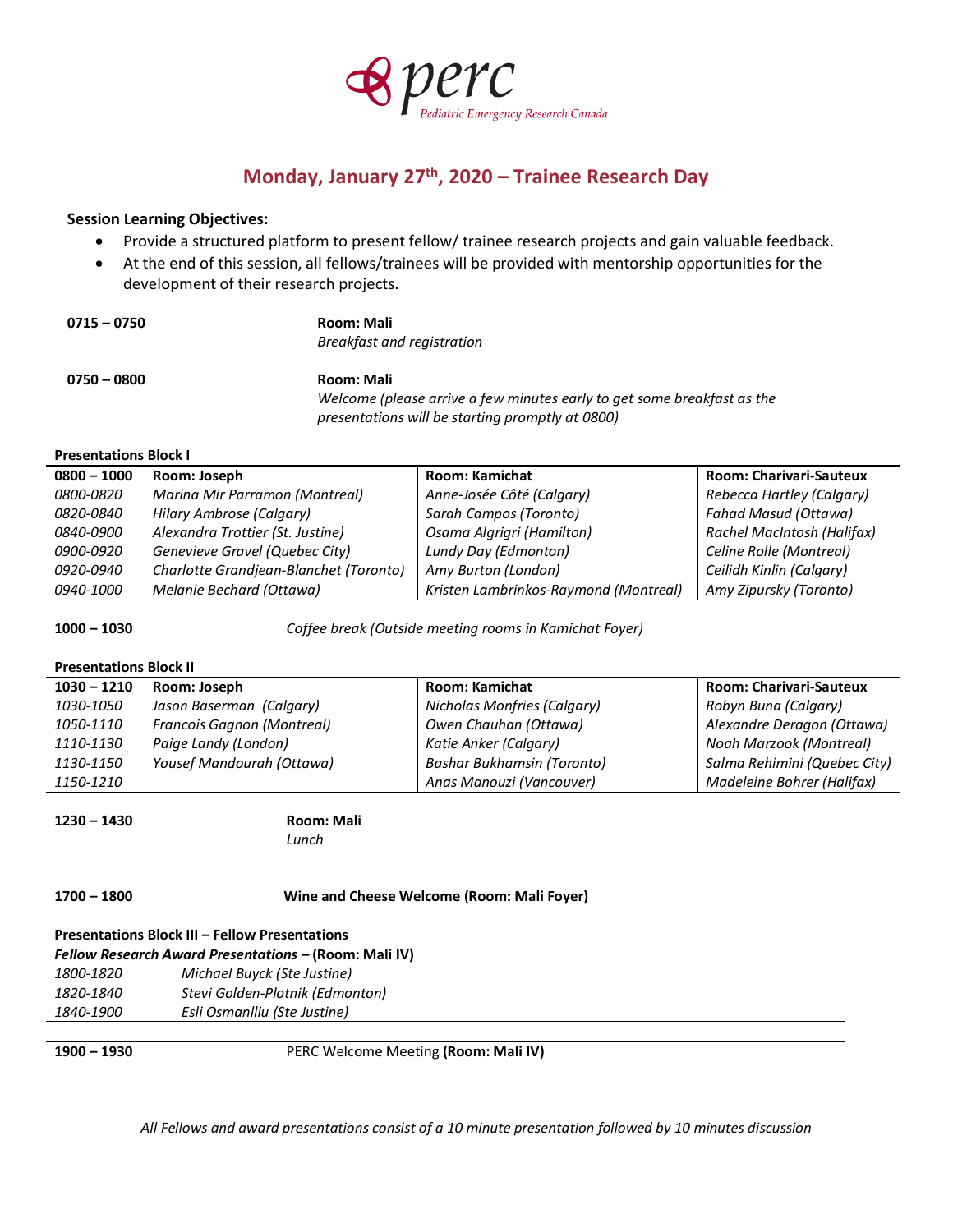perc
Pediatric Emergency Research Canada

# Monday, January 27th, 2020 – Trainee Research Day

**Session Learning Objectives:**

- Provide a structured platform to present fellow/ trainee research projects and gain valuable feedback.
- At the end of this session, all fellows/trainees will be provided with mentorship opportunities for the development of their research projects.

**0715 – 0750** — **Room: Mali**
*Breakfast and registration*

**0750 – 0800** — **Room: Mali**
*Welcome (please arrive a few minutes early to get some breakfast as the presentations will be starting promptly at 0800)*

**Presentations Block I**

| **0800 – 1000** | **Room: Joseph** | **Room: Kamichat** | **Room: Charivari-Sauteux** |
|---|---|---|---|
| *0800-0820* | *Marina Mir Parramon (Montreal)* | *Anne-Josée Côté (Calgary)* | *Rebecca Hartley (Calgary)* |
| *0820-0840* | *Hilary Ambrose (Calgary)* | *Sarah Campos (Toronto)* | *Fahad Masud (Ottawa)* |
| *0840-0900* | *Alexandra Trottier (St. Justine)* | *Osama Algrigri (Hamilton)* | *Rachel MacIntosh (Halifax)* |
| *0900-0920* | *Genevieve Gravel (Quebec City)* | *Lundy Day (Edmonton)* | *Celine Rolle (Montreal)* |
| *0920-0940* | *Charlotte Grandjean-Blanchet (Toronto)* | *Amy Burton (London)* | *Ceilidh Kinlin (Calgary)* |
| *0940-1000* | *Melanie Bechard (Ottawa)* | *Kristen Lambrinkos-Raymond (Montreal)* | *Amy Zipursky (Toronto)* |

**1000 – 1030** — *Coffee break (Outside meeting rooms in Kamichat Foyer)*

**Presentations Block II**

| **1030 – 1210** | **Room: Joseph** | **Room: Kamichat** | **Room: Charivari-Sauteux** |
|---|---|---|---|
| *1030-1050* | *Jason Baserman (Calgary)* | *Nicholas Monfries (Calgary)* | *Robyn Buna (Calgary)* |
| *1050-1110* | *Francois Gagnon (Montreal)* | *Owen Chauhan (Ottawa)* | *Alexandre Deragon (Ottawa)* |
| *1110-1130* | *Paige Landy (London)* | *Katie Anker (Calgary)* | *Noah Marzook (Montreal)* |
| *1130-1150* | *Yousef Mandourah (Ottawa)* | *Bashar Bukhamsin (Toronto)* | *Salma Rehimini (Quebec City)* |
| *1150-1210* | | *Anas Manouzi (Vancouver)* | *Madeleine Bohrer (Halifax)* |

**1230 – 1430** — **Room: Mali**
*Lunch*

**1700 – 1800** — **Wine and Cheese Welcome (Room: Mali Foyer)**

**Presentations Block III – Fellow Presentations**

| ***Fellow Research Award Presentations* – (Room: Mali IV)** | |
|---|---|
| *1800-1820* | *Michael Buyck (Ste Justine)* |
| *1820-1840* | *Stevi Golden-Plotnik (Edmonton)* |
| *1840-1900* | *Esli Osmanlliu (Ste Justine)* |

**1900 – 1930** — PERC Welcome Meeting **(Room: Mali IV)**

*All Fellows and award presentations consist of a 10 minute presentation followed by 10 minutes discussion*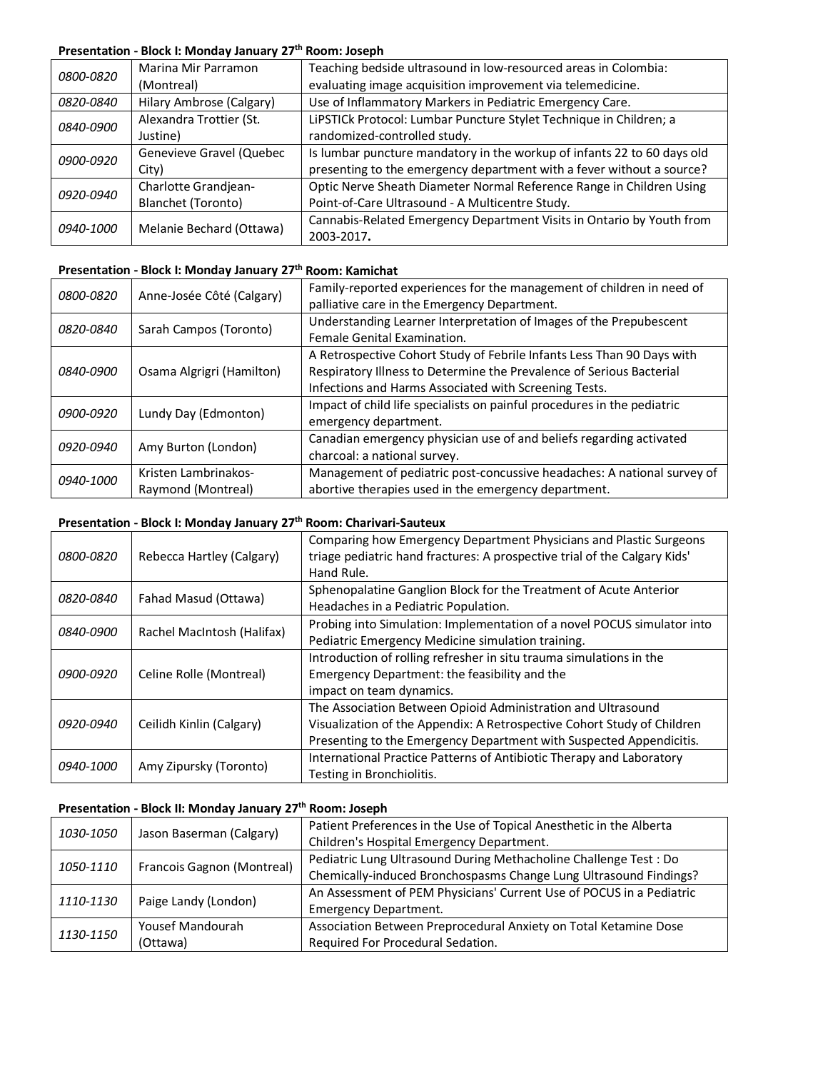**Presentation - Block I: Monday January 27th Room: Joseph**

| | | |
|---|---|---|
| *0800-0820* | Marina Mir Parramon (Montreal) | Teaching bedside ultrasound in low-resourced areas in Colombia: evaluating image acquisition improvement via telemedicine. |
| *0820-0840* | Hilary Ambrose (Calgary) | Use of Inflammatory Markers in Pediatric Emergency Care. |
| *0840-0900* | Alexandra Trottier (St. Justine) | LiPSTICk Protocol: Lumbar Puncture Stylet Technique in Children; a randomized-controlled study. |
| *0900-0920* | Genevieve Gravel (Quebec City) | Is lumbar puncture mandatory in the workup of infants 22 to 60 days old presenting to the emergency department with a fever without a source? |
| *0920-0940* | Charlotte Grandjean-Blanchet (Toronto) | Optic Nerve Sheath Diameter Normal Reference Range in Children Using Point-of-Care Ultrasound - A Multicentre Study. |
| *0940-1000* | Melanie Bechard (Ottawa) | Cannabis-Related Emergency Department Visits in Ontario by Youth from 2003-2017**.** |

**Presentation - Block I: Monday January 27th Room: Kamichat**

| | | |
|---|---|---|
| *0800-0820* | Anne-Josée Côté (Calgary) | Family-reported experiences for the management of children in need of palliative care in the Emergency Department. |
| *0820-0840* | Sarah Campos (Toronto) | Understanding Learner Interpretation of Images of the Prepubescent Female Genital Examination. |
| *0840-0900* | Osama Algrigri (Hamilton) | A Retrospective Cohort Study of Febrile Infants Less Than 90 Days with Respiratory Illness to Determine the Prevalence of Serious Bacterial Infections and Harms Associated with Screening Tests. |
| *0900-0920* | Lundy Day (Edmonton) | Impact of child life specialists on painful procedures in the pediatric emergency department. |
| *0920-0940* | Amy Burton (London) | Canadian emergency physician use of and beliefs regarding activated charcoal: a national survey. |
| *0940-1000* | Kristen Lambrinakos-Raymond (Montreal) | Management of pediatric post-concussive headaches: A national survey of abortive therapies used in the emergency department. |

**Presentation - Block I: Monday January 27th Room: Charivari-Sauteux**

| | | |
|---|---|---|
| *0800-0820* | Rebecca Hartley (Calgary) | Comparing how Emergency Department Physicians and Plastic Surgeons triage pediatric hand fractures: A prospective trial of the Calgary Kids' Hand Rule. |
| *0820-0840* | Fahad Masud (Ottawa) | Sphenopalatine Ganglion Block for the Treatment of Acute Anterior Headaches in a Pediatric Population. |
| *0840-0900* | Rachel MacIntosh (Halifax) | Probing into Simulation: Implementation of a novel POCUS simulator into Pediatric Emergency Medicine simulation training. |
| *0900-0920* | Celine Rolle (Montreal) | Introduction of rolling refresher in situ trauma simulations in the Emergency Department: the feasibility and the impact on team dynamics. |
| *0920-0940* | Ceilidh Kinlin (Calgary) | The Association Between Opioid Administration and Ultrasound Visualization of the Appendix: A Retrospective Cohort Study of Children Presenting to the Emergency Department with Suspected Appendicitis. |
| *0940-1000* | Amy Zipursky (Toronto) | International Practice Patterns of Antibiotic Therapy and Laboratory Testing in Bronchiolitis. |

**Presentation - Block II: Monday January 27th Room: Joseph**

| | | |
|---|---|---|
| *1030-1050* | Jason Baserman (Calgary) | Patient Preferences in the Use of Topical Anesthetic in the Alberta Children's Hospital Emergency Department. |
| *1050-1110* | Francois Gagnon (Montreal) | Pediatric Lung Ultrasound During Methacholine Challenge Test : Do Chemically-induced Bronchospasms Change Lung Ultrasound Findings? |
| *1110-1130* | Paige Landy (London) | An Assessment of PEM Physicians' Current Use of POCUS in a Pediatric Emergency Department. |
| *1130-1150* | Yousef Mandourah (Ottawa) | Association Between Preprocedural Anxiety on Total Ketamine Dose Required For Procedural Sedation. |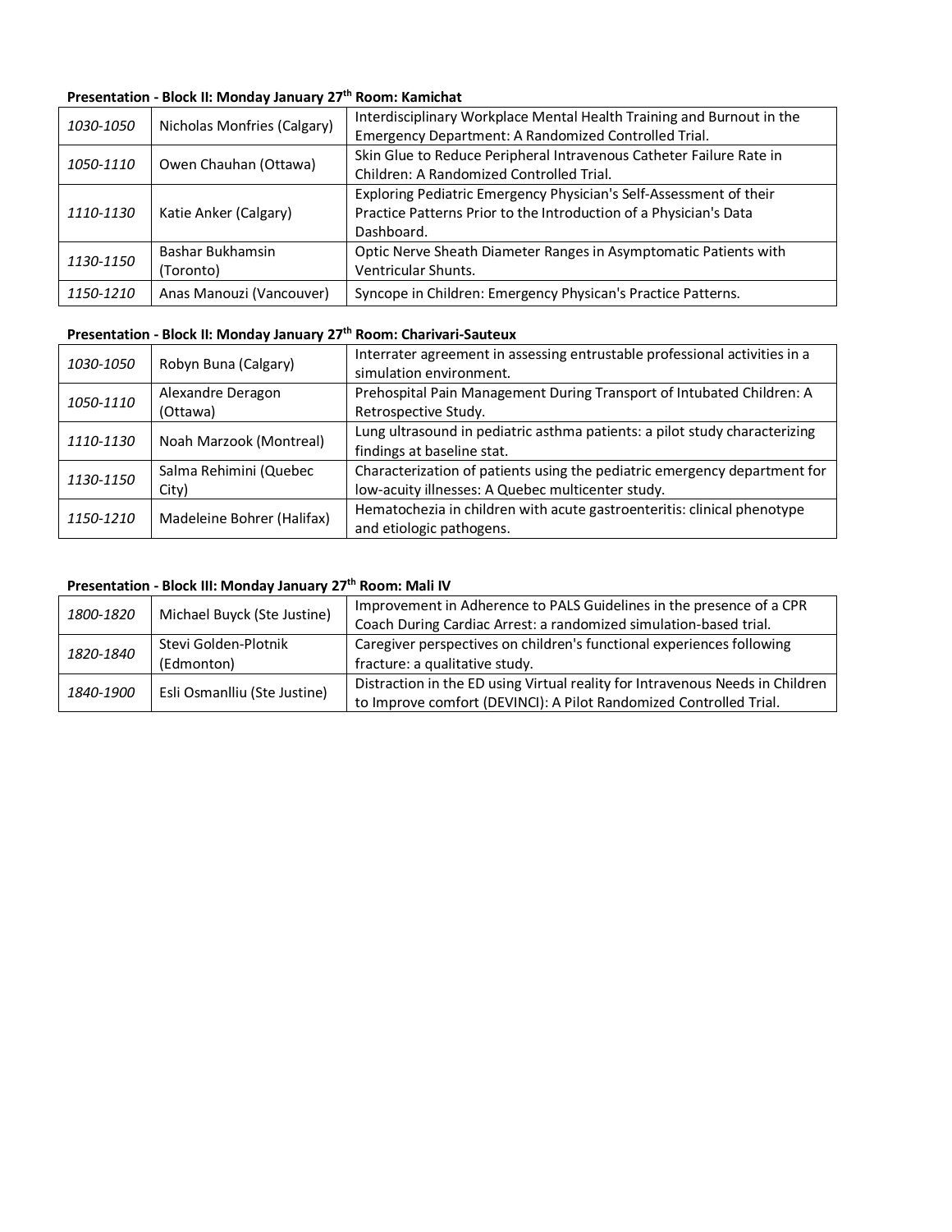**Presentation - Block II: Monday January 27th Room: Kamichat**

| | | |
|---|---|---|
| *1030-1050* | Nicholas Monfries (Calgary) | Interdisciplinary Workplace Mental Health Training and Burnout in the Emergency Department: A Randomized Controlled Trial. |
| *1050-1110* | Owen Chauhan (Ottawa) | Skin Glue to Reduce Peripheral Intravenous Catheter Failure Rate in Children: A Randomized Controlled Trial. |
| *1110-1130* | Katie Anker (Calgary) | Exploring Pediatric Emergency Physician's Self-Assessment of their Practice Patterns Prior to the Introduction of a Physician's Data Dashboard. |
| *1130-1150* | Bashar Bukhamsin (Toronto) | Optic Nerve Sheath Diameter Ranges in Asymptomatic Patients with Ventricular Shunts. |
| *1150-1210* | Anas Manouzi (Vancouver) | Syncope in Children: Emergency Physican's Practice Patterns. |

**Presentation - Block II: Monday January 27th Room: Charivari-Sauteux**

| | | |
|---|---|---|
| *1030-1050* | Robyn Buna (Calgary) | Interrater agreement in assessing entrustable professional activities in a simulation environment. |
| *1050-1110* | Alexandre Deragon (Ottawa) | Prehospital Pain Management During Transport of Intubated Children: A Retrospective Study. |
| *1110-1130* | Noah Marzook (Montreal) | Lung ultrasound in pediatric asthma patients: a pilot study characterizing findings at baseline stat. |
| *1130-1150* | Salma Rehimini (Quebec City) | Characterization of patients using the pediatric emergency department for low-acuity illnesses: A Quebec multicenter study. |
| *1150-1210* | Madeleine Bohrer (Halifax) | Hematochezia in children with acute gastroenteritis: clinical phenotype and etiologic pathogens. |

**Presentation - Block III: Monday January 27th Room: Mali IV**

| | | |
|---|---|---|
| *1800-1820* | Michael Buyck (Ste Justine) | Improvement in Adherence to PALS Guidelines in the presence of a CPR Coach During Cardiac Arrest: a randomized simulation-based trial. |
| *1820-1840* | Stevi Golden-Plotnik (Edmonton) | Caregiver perspectives on children's functional experiences following fracture: a qualitative study. |
| *1840-1900* | Esli Osmanlliu (Ste Justine) | Distraction in the ED using Virtual reality for Intravenous Needs in Children to Improve comfort (DEVINCI): A Pilot Randomized Controlled Trial. |